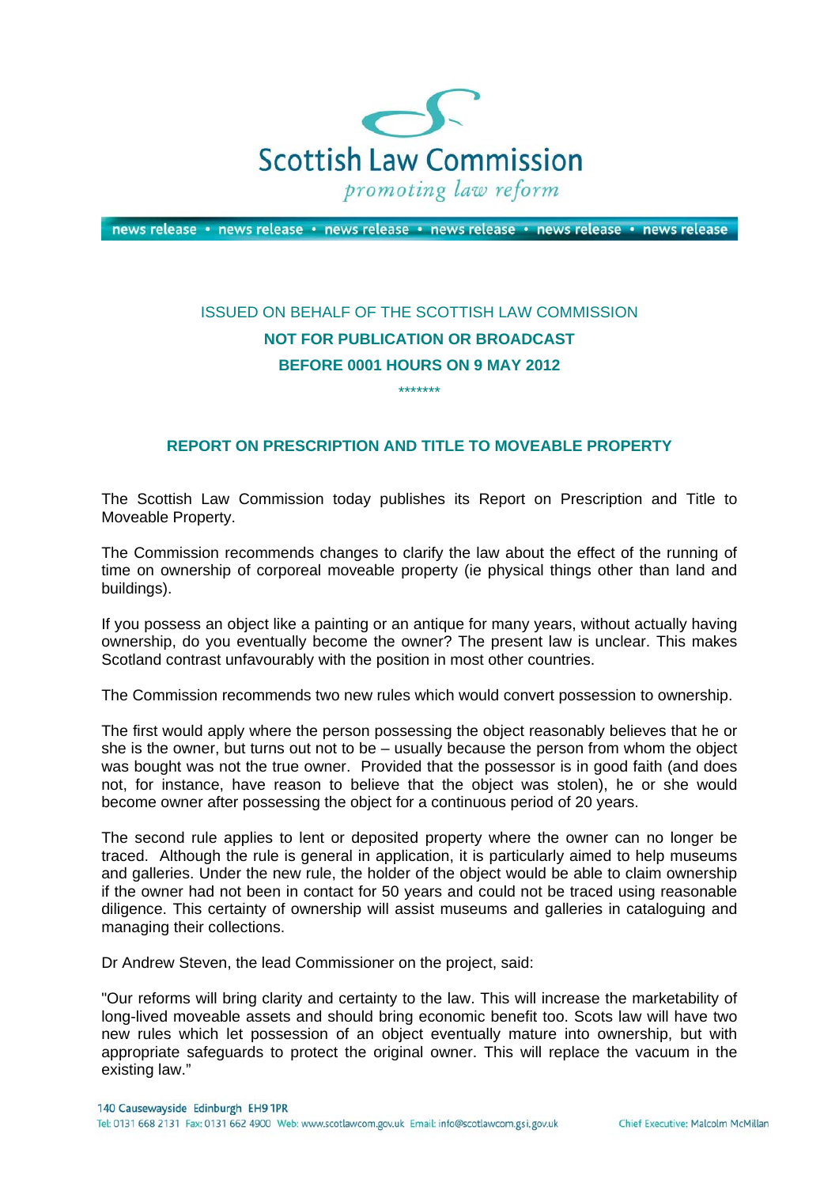# Scottish Law Commission

*promoting law reform*

news release • news release • news release • news release • news release • news release

ISSUED ON BEHALF OF THE SCOTTISH LAW COMMISSION

**NOT FOR PUBLICATION OR BROADCAST**

**BEFORE 0001 HOURS ON 9 MAY 2012**

*******

## REPORT ON PRESCRIPTION AND TITLE TO MOVEABLE PROPERTY

The Scottish Law Commission today publishes its Report on Prescription and Title to Moveable Property.

The Commission recommends changes to clarify the law about the effect of the running of time on ownership of corporeal moveable property (ie physical things other than land and buildings).

If you possess an object like a painting or an antique for many years, without actually having ownership, do you eventually become the owner? The present law is unclear. This makes Scotland contrast unfavourably with the position in most other countries.

The Commission recommends two new rules which would convert possession to ownership.

The first would apply where the person possessing the object reasonably believes that he or she is the owner, but turns out not to be – usually because the person from whom the object was bought was not the true owner. Provided that the possessor is in good faith (and does not, for instance, have reason to believe that the object was stolen), he or she would become owner after possessing the object for a continuous period of 20 years.

The second rule applies to lent or deposited property where the owner can no longer be traced. Although the rule is general in application, it is particularly aimed to help museums and galleries. Under the new rule, the holder of the object would be able to claim ownership if the owner had not been in contact for 50 years and could not be traced using reasonable diligence. This certainty of ownership will assist museums and galleries in cataloguing and managing their collections.

Dr Andrew Steven, the lead Commissioner on the project, said:

"Our reforms will bring clarity and certainty to the law. This will increase the marketability of long-lived moveable assets and should bring economic benefit too. Scots law will have two new rules which let possession of an object eventually mature into ownership, but with appropriate safeguards to protect the original owner. This will replace the vacuum in the existing law."

140 Causewayside Edinburgh EH9 1PR
Tel: 0131 668 2131 Fax: 0131 662 4900 Web: www.scotlawcom.gov.uk Email: info@scotlawcom.gsi.gov.uk
Chief Executive: Malcolm McMillan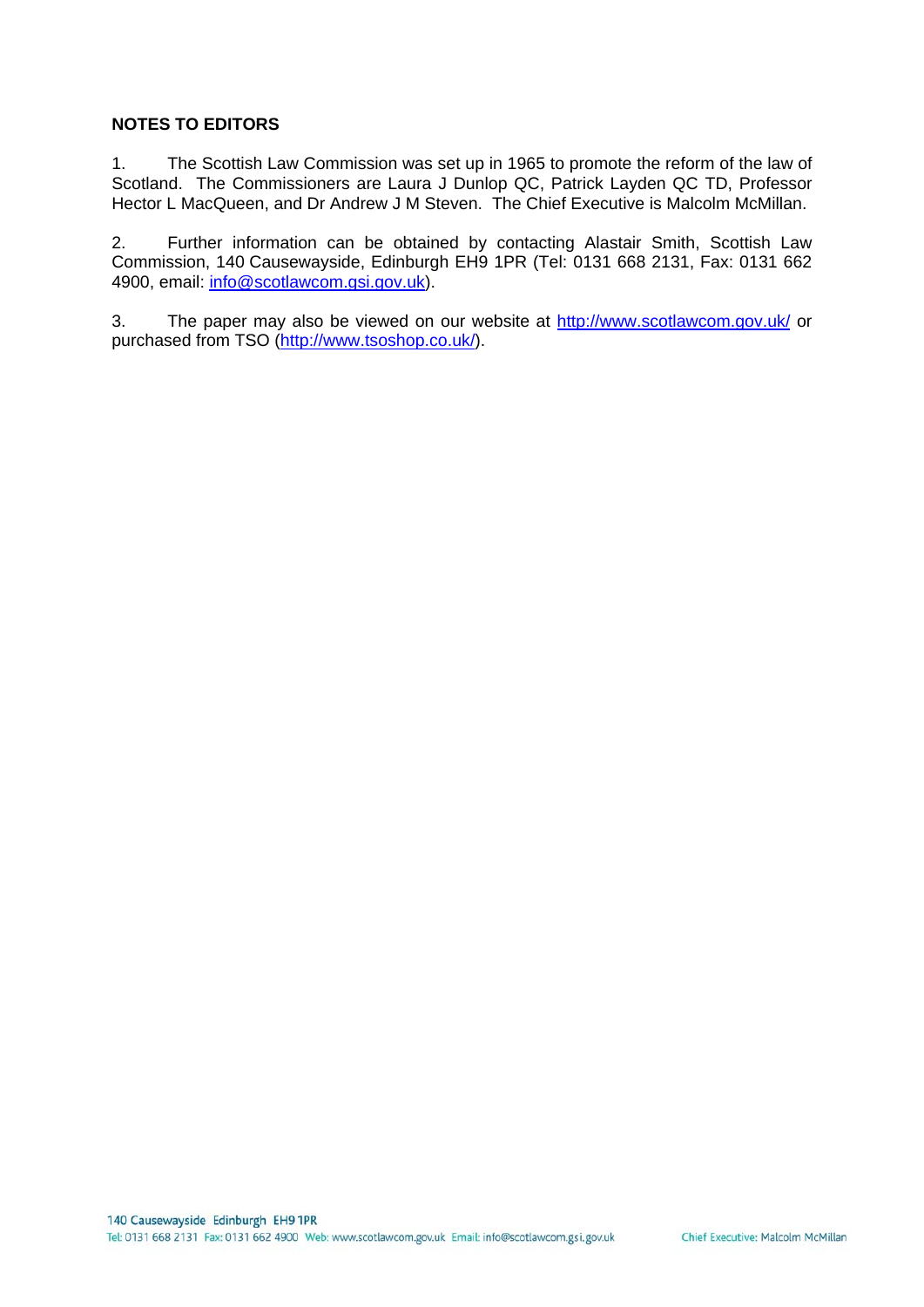**NOTES TO EDITORS**

1. The Scottish Law Commission was set up in 1965 to promote the reform of the law of Scotland. The Commissioners are Laura J Dunlop QC, Patrick Layden QC TD, Professor Hector L MacQueen, and Dr Andrew J M Steven. The Chief Executive is Malcolm McMillan.

2. Further information can be obtained by contacting Alastair Smith, Scottish Law Commission, 140 Causewayside, Edinburgh EH9 1PR (Tel: 0131 668 2131, Fax: 0131 662 4900, email: info@scotlawcom.gsi.gov.uk).

3. The paper may also be viewed on our website at http://www.scotlawcom.gov.uk/ or purchased from TSO (http://www.tsoshop.co.uk/).